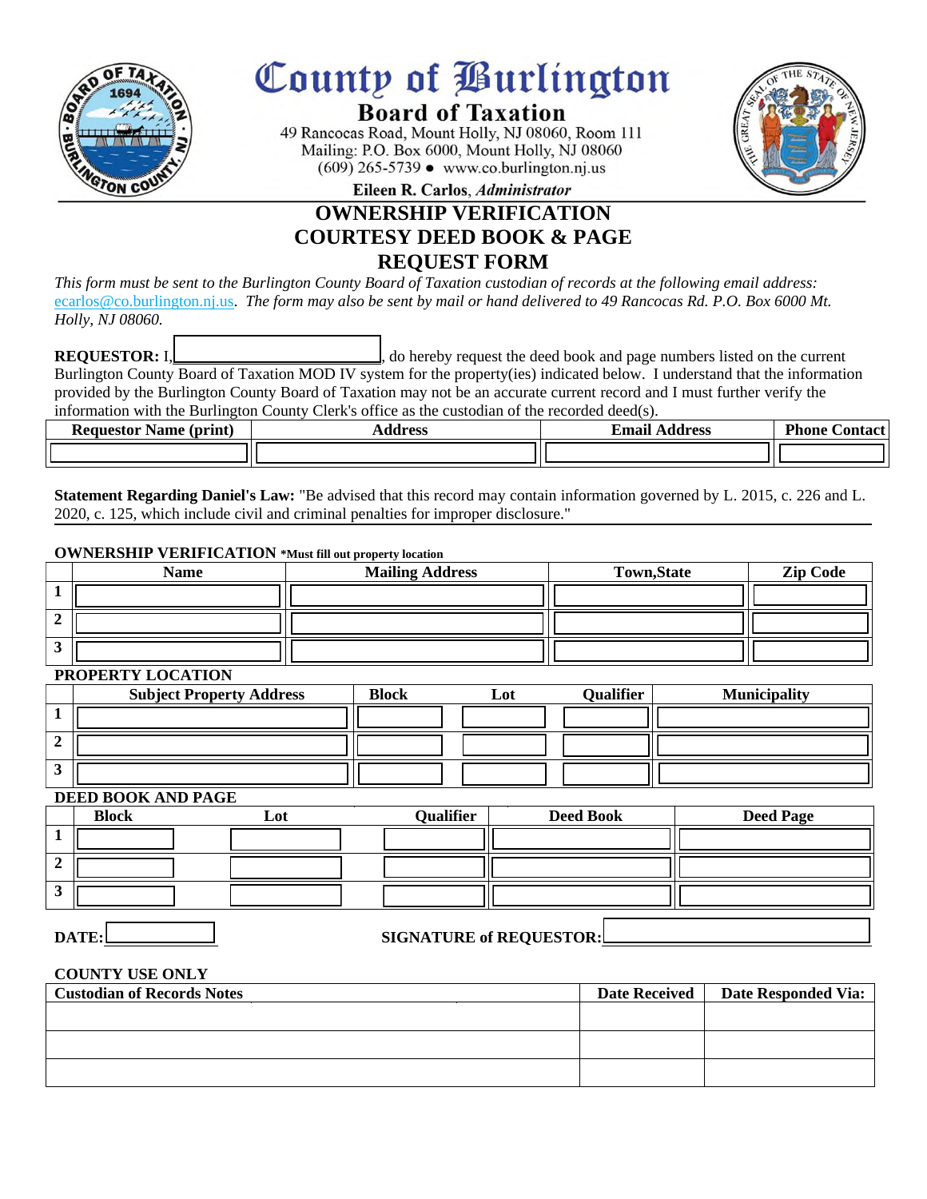# County of Burlington

## Board of Taxation

49 Rancocas Road, Mount Holly, NJ 08060, Room 111
Mailing: P.O. Box 6000, Mount Holly, NJ 08060
(609) 265-5739 ● www.co.burlington.nj.us

**Eileen R. Carlos**, ***Administrator***

## OWNERSHIP VERIFICATION
## COURTESY DEED BOOK & PAGE
## REQUEST FORM

*This form must be sent to the Burlington County Board of Taxation custodian of records at the following email address:* ecarlos@co.burlington.nj.us*. The form may also be sent by mail or hand delivered to 49 Rancocas Rd. P.O. Box 6000 Mt. Holly, NJ 08060.*

**REQUESTOR:** I, \_\_\_\_\_\_\_\_\_\_\_\_\_\_\_\_\_\_\_\_, do hereby request the deed book and page numbers listed on the current Burlington County Board of Taxation MOD IV system for the property(ies) indicated below. I understand that the information provided by the Burlington County Board of Taxation may not be an accurate current record and I must further verify the information with the Burlington County Clerk's office as the custodian of the recorded deed(s).

| Requestor Name (print) | Address | Email Address | Phone Contact |
|---|---|---|---|
| | | | |

**Statement Regarding Daniel's Law:** "Be advised that this record may contain information governed by L. 2015, c. 226 and L. 2020, c. 125, which include civil and criminal penalties for improper disclosure."

**OWNERSHIP VERIFICATION** **\*Must fill out property location**

| | Name | Mailing Address | Town,State | Zip Code |
|---|---|---|---|---|
| 1 | | | | |
| 2 | | | | |
| 3 | | | | |

**PROPERTY LOCATION**

| | Subject Property Address | Block | Lot | Qualifier | Municipality |
|---|---|---|---|---|---|
| 1 | | | | | |
| 2 | | | | | |
| 3 | | | | | |

**DEED BOOK AND PAGE**

| | Block | Lot | Qualifier | Deed Book | Deed Page |
|---|---|---|---|---|---|
| 1 | | | | | |
| 2 | | | | | |
| 3 | | | | | |

**DATE:** \_\_\_\_\_\_\_\_\_\_ **SIGNATURE of REQUESTOR:** \_\_\_\_\_\_\_\_\_\_\_\_\_\_\_\_\_\_\_\_

**COUNTY USE ONLY**

| Custodian of Records Notes | Date Received | Date Responded Via: |
|---|---|---|
| | | |
| | | |
| | | |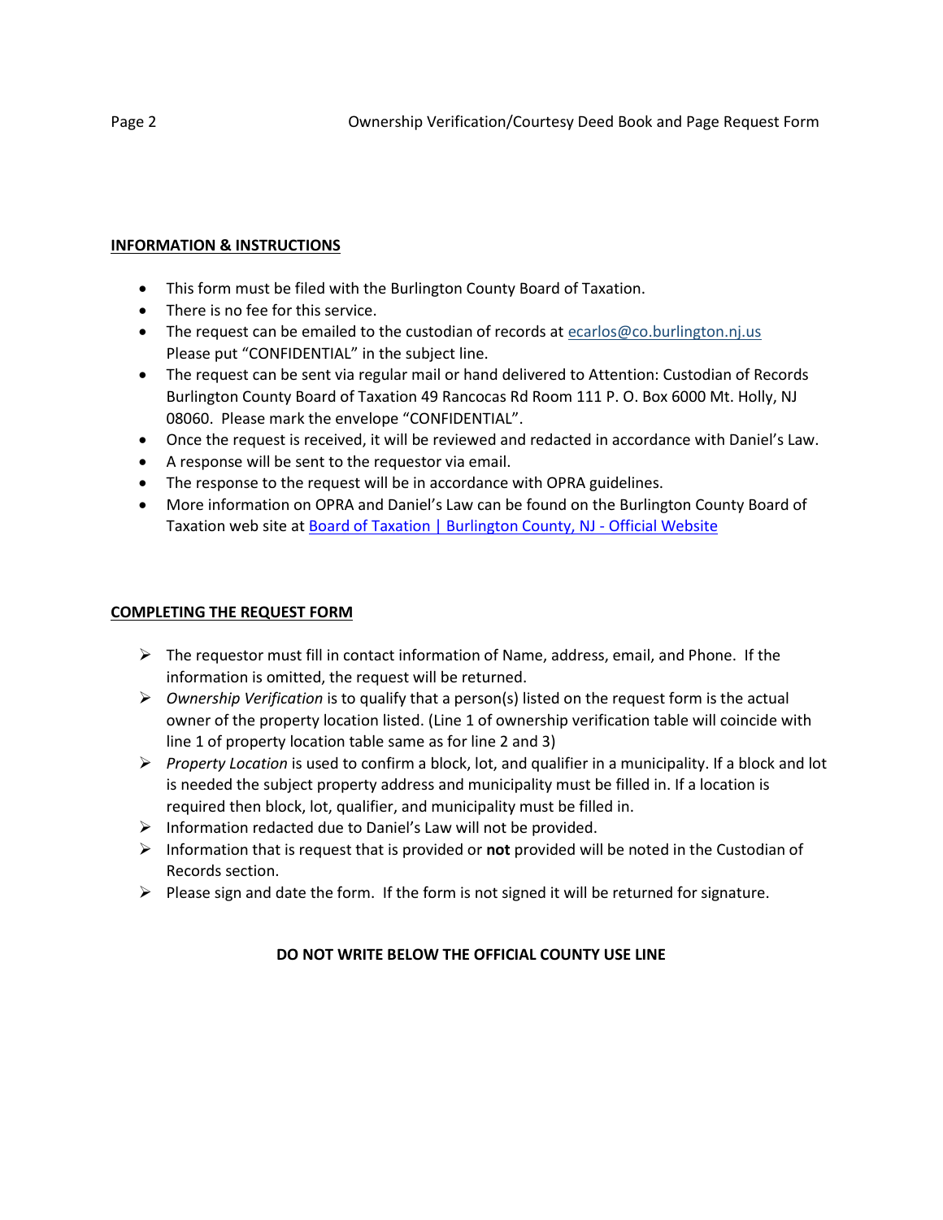**INFORMATION & INSTRUCTIONS**

- This form must be filed with the Burlington County Board of Taxation.
- There is no fee for this service.
- The request can be emailed to the custodian of records at ecarlos@co.burlington.nj.us Please put “CONFIDENTIAL” in the subject line.
- The request can be sent via regular mail or hand delivered to Attention: Custodian of Records Burlington County Board of Taxation 49 Rancocas Rd Room 111 P. O. Box 6000 Mt. Holly, NJ 08060. Please mark the envelope “CONFIDENTIAL”.
- Once the request is received, it will be reviewed and redacted in accordance with Daniel’s Law.
- A response will be sent to the requestor via email.
- The response to the request will be in accordance with OPRA guidelines.
- More information on OPRA and Daniel’s Law can be found on the Burlington County Board of Taxation web site at Board of Taxation | Burlington County, NJ - Official Website

**COMPLETING THE REQUEST FORM**

- The requestor must fill in contact information of Name, address, email, and Phone. If the information is omitted, the request will be returned.
- *Ownership Verification* is to qualify that a person(s) listed on the request form is the actual owner of the property location listed. (Line 1 of ownership verification table will coincide with line 1 of property location table same as for line 2 and 3)
- *Property Location* is used to confirm a block, lot, and qualifier in a municipality. If a block and lot is needed the subject property address and municipality must be filled in. If a location is required then block, lot, qualifier, and municipality must be filled in.
- Information redacted due to Daniel’s Law will not be provided.
- Information that is request that is provided or **not** provided will be noted in the Custodian of Records section.
- Please sign and date the form. If the form is not signed it will be returned for signature.

**DO NOT WRITE BELOW THE OFFICIAL COUNTY USE LINE**